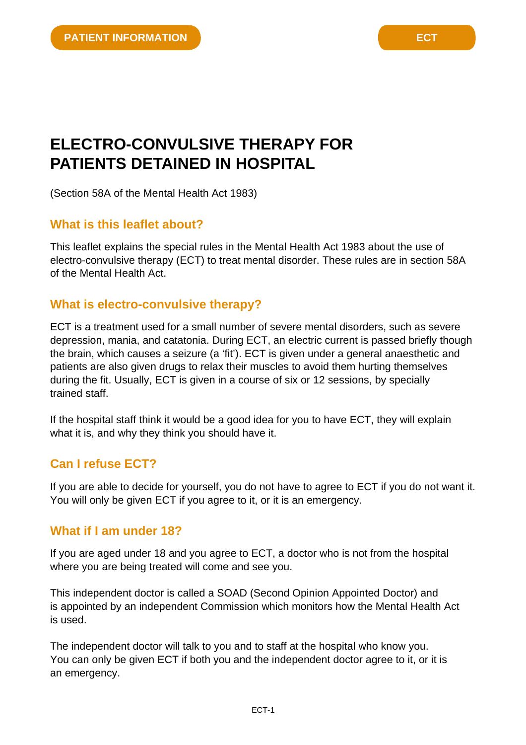PATIENT INFORMATION

ECT

# ELECTRO-CONVULSIVE THERAPY FOR PATIENTS DETAINED IN HOSPITAL

(Section 58A of the Mental Health Act 1983)

## What is this leaflet about?

This leaflet explains the special rules in the Mental Health Act 1983 about the use of electro-convulsive therapy (ECT) to treat mental disorder. These rules are in section 58A of the Mental Health Act.

## What is electro-convulsive therapy?

ECT is a treatment used for a small number of severe mental disorders, such as severe depression, mania, and catatonia. During ECT, an electric current is passed briefly though the brain, which causes a seizure (a 'fit'). ECT is given under a general anaesthetic and patients are also given drugs to relax their muscles to avoid them hurting themselves during the fit. Usually, ECT is given in a course of six or 12 sessions, by specially trained staff.

If the hospital staff think it would be a good idea for you to have ECT, they will explain what it is, and why they think you should have it.

## Can I refuse ECT?

If you are able to decide for yourself, you do not have to agree to ECT if you do not want it. You will only be given ECT if you agree to it, or it is an emergency.

## What if I am under 18?

If you are aged under 18 and you agree to ECT, a doctor who is not from the hospital where you are being treated will come and see you.

This independent doctor is called a SOAD (Second Opinion Appointed Doctor) and is appointed by an independent Commission which monitors how the Mental Health Act is used.

The independent doctor will talk to you and to staff at the hospital who know you. You can only be given ECT if both you and the independent doctor agree to it, or it is an emergency.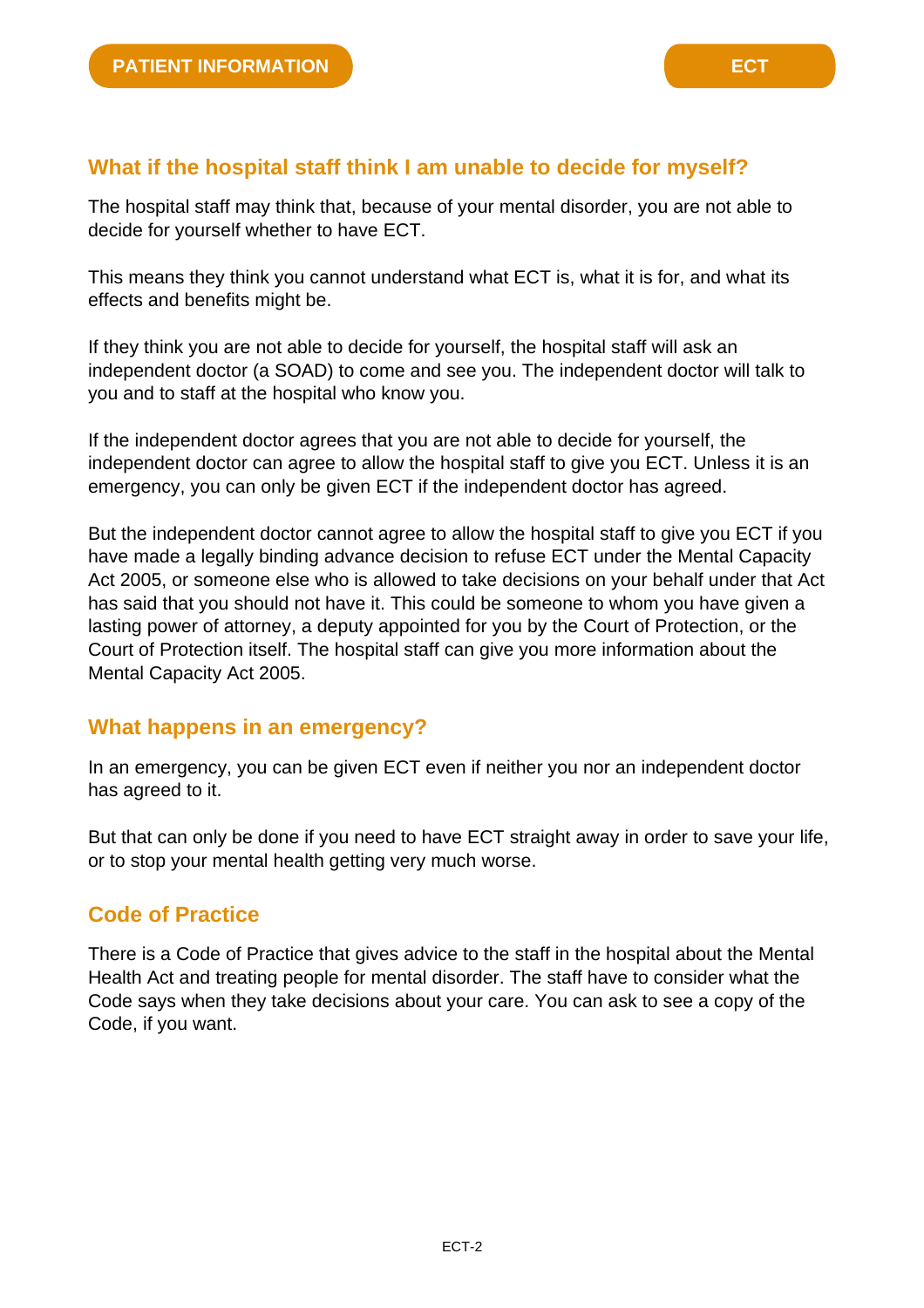## What if the hospital staff think I am unable to decide for myself?

The hospital staff may think that, because of your mental disorder, you are not able to decide for yourself whether to have ECT.

This means they think you cannot understand what ECT is, what it is for, and what its effects and benefits might be.

If they think you are not able to decide for yourself, the hospital staff will ask an independent doctor (a SOAD) to come and see you. The independent doctor will talk to you and to staff at the hospital who know you.

If the independent doctor agrees that you are not able to decide for yourself, the independent doctor can agree to allow the hospital staff to give you ECT. Unless it is an emergency, you can only be given ECT if the independent doctor has agreed.

But the independent doctor cannot agree to allow the hospital staff to give you ECT if you have made a legally binding advance decision to refuse ECT under the Mental Capacity Act 2005, or someone else who is allowed to take decisions on your behalf under that Act has said that you should not have it. This could be someone to whom you have given a lasting power of attorney, a deputy appointed for you by the Court of Protection, or the Court of Protection itself. The hospital staff can give you more information about the Mental Capacity Act 2005.

## What happens in an emergency?

In an emergency, you can be given ECT even if neither you nor an independent doctor has agreed to it.

But that can only be done if you need to have ECT straight away in order to save your life, or to stop your mental health getting very much worse.

## Code of Practice

There is a Code of Practice that gives advice to the staff in the hospital about the Mental Health Act and treating people for mental disorder. The staff have to consider what the Code says when they take decisions about your care. You can ask to see a copy of the Code, if you want.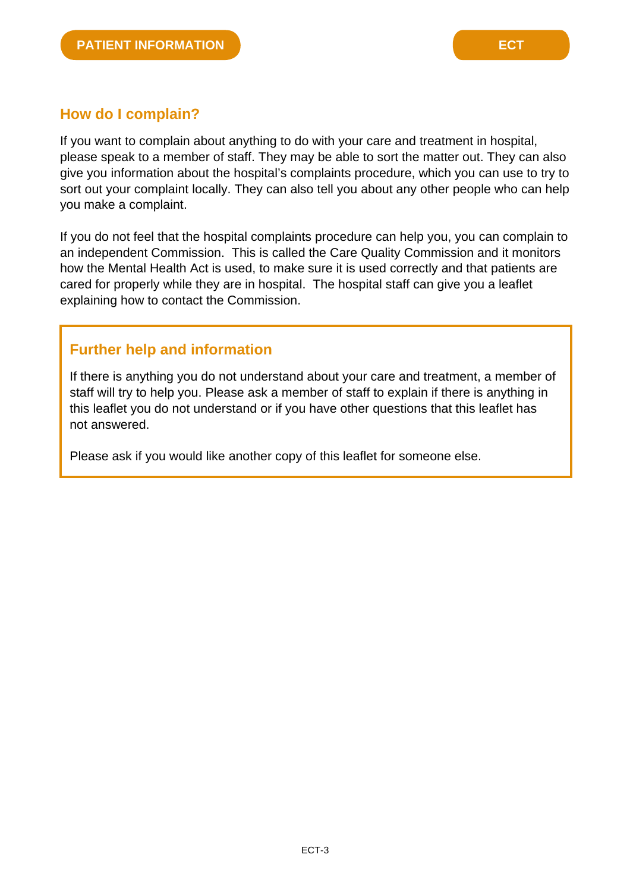## How do I complain?

If you want to complain about anything to do with your care and treatment in hospital, please speak to a member of staff. They may be able to sort the matter out. They can also give you information about the hospital's complaints procedure, which you can use to try to sort out your complaint locally. They can also tell you about any other people who can help you make a complaint.

If you do not feel that the hospital complaints procedure can help you, you can complain to an independent Commission. This is called the Care Quality Commission and it monitors how the Mental Health Act is used, to make sure it is used correctly and that patients are cared for properly while they are in hospital. The hospital staff can give you a leaflet explaining how to contact the Commission.

## Further help and information

If there is anything you do not understand about your care and treatment, a member of staff will try to help you. Please ask a member of staff to explain if there is anything in this leaflet you do not understand or if you have other questions that this leaflet has not answered.

Please ask if you would like another copy of this leaflet for someone else.